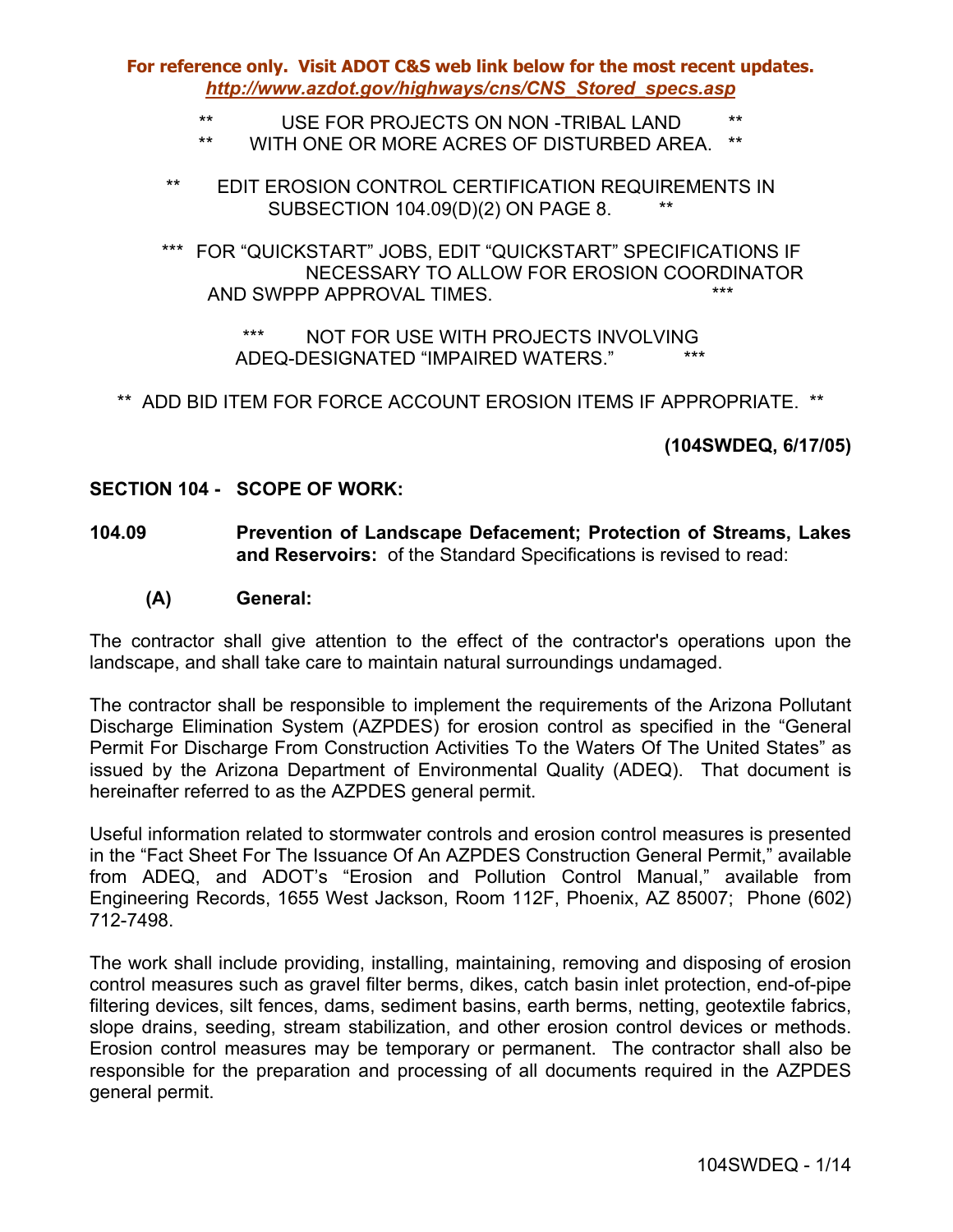**For reference only. Visit ADOT C&S web link below for the most recent updates.**
***http://www.azdot.gov/highways/cns/CNS_Stored_specs.asp***

\*\* USE FOR PROJECTS ON NON -TRIBAL LAND \*\*
\*\* WITH ONE OR MORE ACRES OF DISTURBED AREA. \*\*

\*\* EDIT EROSION CONTROL CERTIFICATION REQUIREMENTS IN SUBSECTION 104.09(D)(2) ON PAGE 8. \*\*

\*\*\* FOR "QUICKSTART" JOBS, EDIT "QUICKSTART" SPECIFICATIONS IF NECESSARY TO ALLOW FOR EROSION COORDINATOR AND SWPPP APPROVAL TIMES. \*\*\*

\*\*\* NOT FOR USE WITH PROJECTS INVOLVING ADEQ-DESIGNATED "IMPAIRED WATERS." \*\*\*

\*\* ADD BID ITEM FOR FORCE ACCOUNT EROSION ITEMS IF APPROPRIATE. \*\*

**(104SWDEQ, 6/17/05)**

**SECTION 104 - SCOPE OF WORK:**

**104.09 Prevention of Landscape Defacement; Protection of Streams, Lakes and Reservoirs:** of the Standard Specifications is revised to read:

**(A) General:**

The contractor shall give attention to the effect of the contractor's operations upon the landscape, and shall take care to maintain natural surroundings undamaged.

The contractor shall be responsible to implement the requirements of the Arizona Pollutant Discharge Elimination System (AZPDES) for erosion control as specified in the "General Permit For Discharge From Construction Activities To the Waters Of The United States" as issued by the Arizona Department of Environmental Quality (ADEQ). That document is hereinafter referred to as the AZPDES general permit.

Useful information related to stormwater controls and erosion control measures is presented in the "Fact Sheet For The Issuance Of An AZPDES Construction General Permit," available from ADEQ, and ADOT's "Erosion and Pollution Control Manual," available from Engineering Records, 1655 West Jackson, Room 112F, Phoenix, AZ 85007; Phone (602) 712-7498.

The work shall include providing, installing, maintaining, removing and disposing of erosion control measures such as gravel filter berms, dikes, catch basin inlet protection, end-of-pipe filtering devices, silt fences, dams, sediment basins, earth berms, netting, geotextile fabrics, slope drains, seeding, stream stabilization, and other erosion control devices or methods. Erosion control measures may be temporary or permanent. The contractor shall also be responsible for the preparation and processing of all documents required in the AZPDES general permit.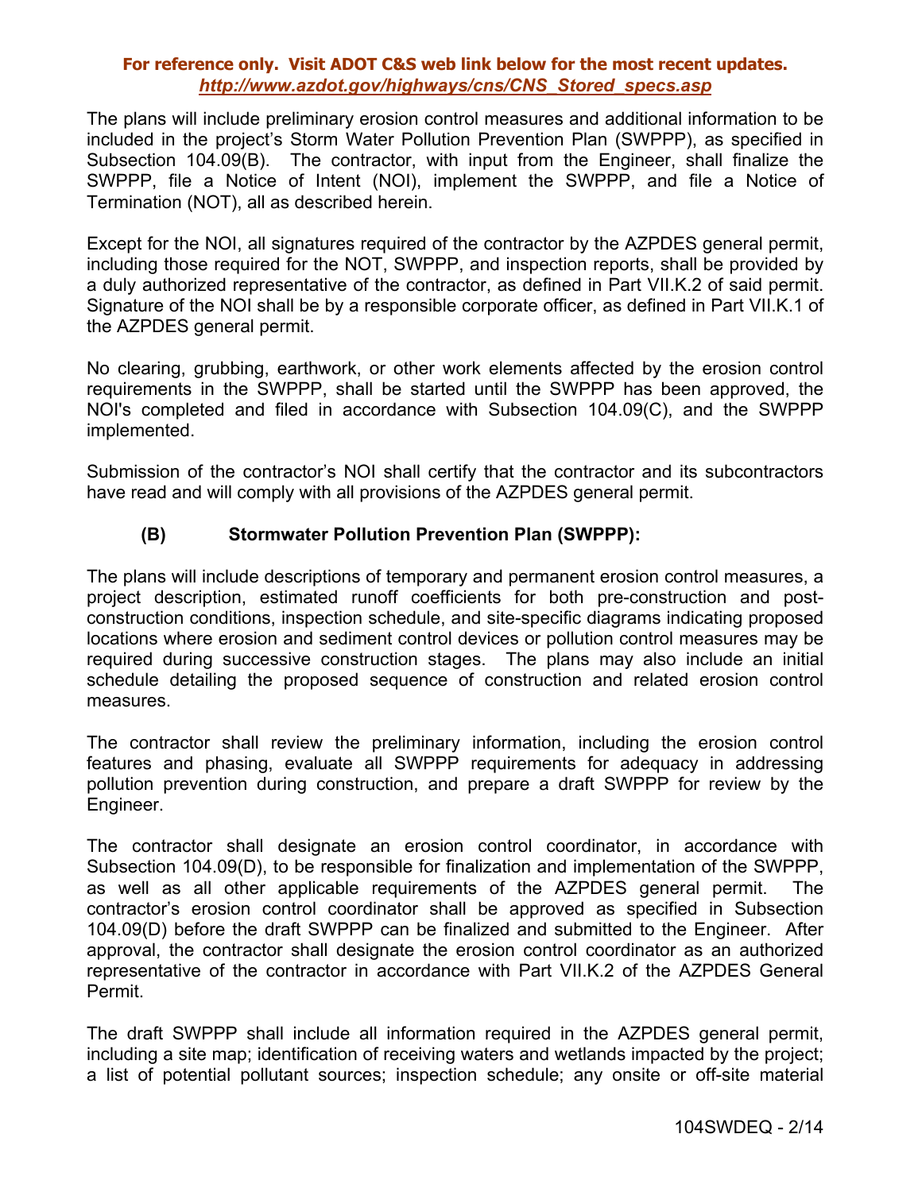The plans will include preliminary erosion control measures and additional information to be included in the project's Storm Water Pollution Prevention Plan (SWPPP), as specified in Subsection 104.09(B). The contractor, with input from the Engineer, shall finalize the SWPPP, file a Notice of Intent (NOI), implement the SWPPP, and file a Notice of Termination (NOT), all as described herein.

Except for the NOI, all signatures required of the contractor by the AZPDES general permit, including those required for the NOT, SWPPP, and inspection reports, shall be provided by a duly authorized representative of the contractor, as defined in Part VII.K.2 of said permit. Signature of the NOI shall be by a responsible corporate officer, as defined in Part VII.K.1 of the AZPDES general permit.

No clearing, grubbing, earthwork, or other work elements affected by the erosion control requirements in the SWPPP, shall be started until the SWPPP has been approved, the NOI's completed and filed in accordance with Subsection 104.09(C), and the SWPPP implemented.

Submission of the contractor's NOI shall certify that the contractor and its subcontractors have read and will comply with all provisions of the AZPDES general permit.

### (B) Stormwater Pollution Prevention Plan (SWPPP):

The plans will include descriptions of temporary and permanent erosion control measures, a project description, estimated runoff coefficients for both pre-construction and post-construction conditions, inspection schedule, and site-specific diagrams indicating proposed locations where erosion and sediment control devices or pollution control measures may be required during successive construction stages. The plans may also include an initial schedule detailing the proposed sequence of construction and related erosion control measures.

The contractor shall review the preliminary information, including the erosion control features and phasing, evaluate all SWPPP requirements for adequacy in addressing pollution prevention during construction, and prepare a draft SWPPP for review by the Engineer.

The contractor shall designate an erosion control coordinator, in accordance with Subsection 104.09(D), to be responsible for finalization and implementation of the SWPPP, as well as all other applicable requirements of the AZPDES general permit. The contractor's erosion control coordinator shall be approved as specified in Subsection 104.09(D) before the draft SWPPP can be finalized and submitted to the Engineer. After approval, the contractor shall designate the erosion control coordinator as an authorized representative of the contractor in accordance with Part VII.K.2 of the AZPDES General Permit.

The draft SWPPP shall include all information required in the AZPDES general permit, including a site map; identification of receiving waters and wetlands impacted by the project; a list of potential pollutant sources; inspection schedule; any onsite or off-site material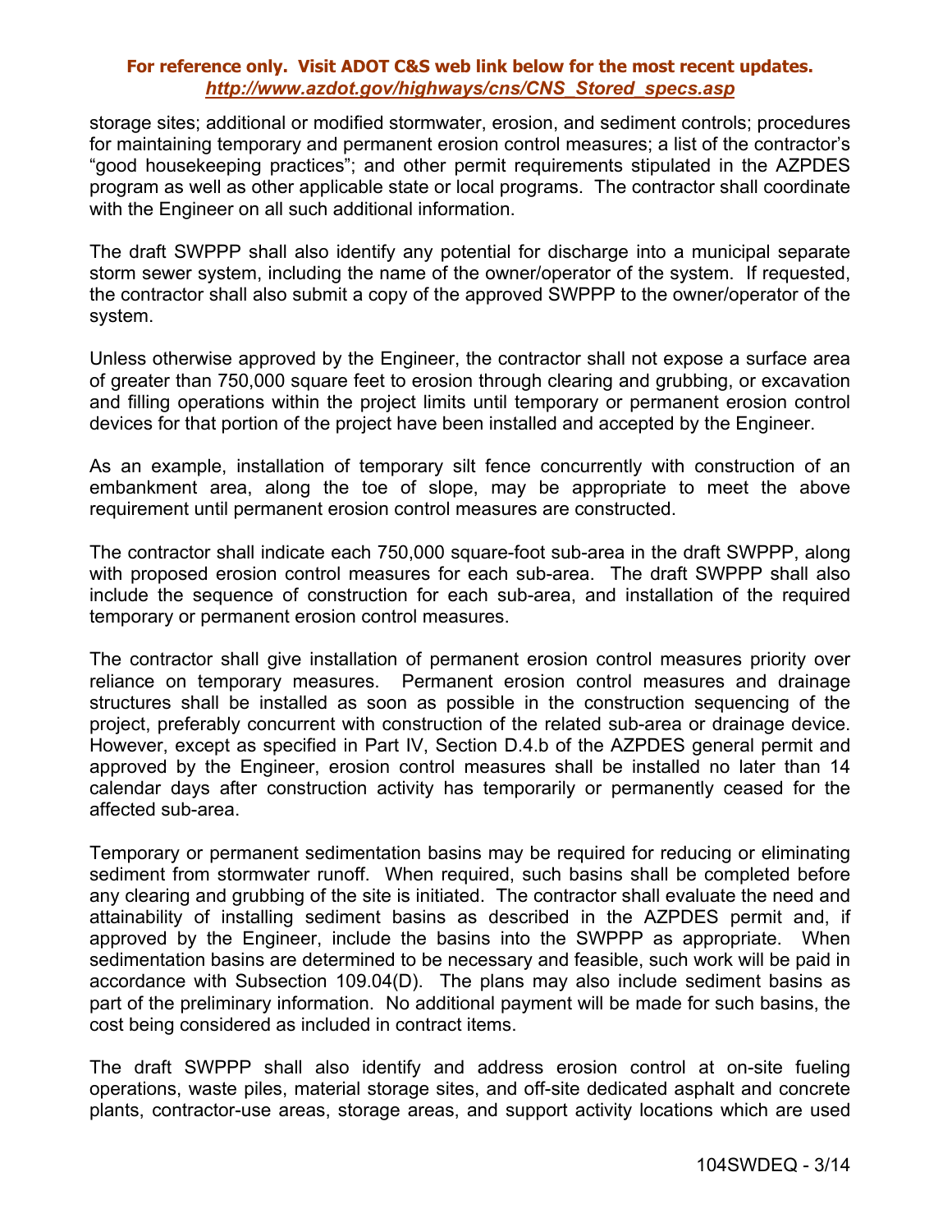storage sites; additional or modified stormwater, erosion, and sediment controls; procedures for maintaining temporary and permanent erosion control measures; a list of the contractor's "good housekeeping practices"; and other permit requirements stipulated in the AZPDES program as well as other applicable state or local programs. The contractor shall coordinate with the Engineer on all such additional information.

The draft SWPPP shall also identify any potential for discharge into a municipal separate storm sewer system, including the name of the owner/operator of the system. If requested, the contractor shall also submit a copy of the approved SWPPP to the owner/operator of the system.

Unless otherwise approved by the Engineer, the contractor shall not expose a surface area of greater than 750,000 square feet to erosion through clearing and grubbing, or excavation and filling operations within the project limits until temporary or permanent erosion control devices for that portion of the project have been installed and accepted by the Engineer.

As an example, installation of temporary silt fence concurrently with construction of an embankment area, along the toe of slope, may be appropriate to meet the above requirement until permanent erosion control measures are constructed.

The contractor shall indicate each 750,000 square-foot sub-area in the draft SWPPP, along with proposed erosion control measures for each sub-area. The draft SWPPP shall also include the sequence of construction for each sub-area, and installation of the required temporary or permanent erosion control measures.

The contractor shall give installation of permanent erosion control measures priority over reliance on temporary measures. Permanent erosion control measures and drainage structures shall be installed as soon as possible in the construction sequencing of the project, preferably concurrent with construction of the related sub-area or drainage device. However, except as specified in Part IV, Section D.4.b of the AZPDES general permit and approved by the Engineer, erosion control measures shall be installed no later than 14 calendar days after construction activity has temporarily or permanently ceased for the affected sub-area.

Temporary or permanent sedimentation basins may be required for reducing or eliminating sediment from stormwater runoff. When required, such basins shall be completed before any clearing and grubbing of the site is initiated. The contractor shall evaluate the need and attainability of installing sediment basins as described in the AZPDES permit and, if approved by the Engineer, include the basins into the SWPPP as appropriate. When sedimentation basins are determined to be necessary and feasible, such work will be paid in accordance with Subsection 109.04(D). The plans may also include sediment basins as part of the preliminary information. No additional payment will be made for such basins, the cost being considered as included in contract items.

The draft SWPPP shall also identify and address erosion control at on-site fueling operations, waste piles, material storage sites, and off-site dedicated asphalt and concrete plants, contractor-use areas, storage areas, and support activity locations which are used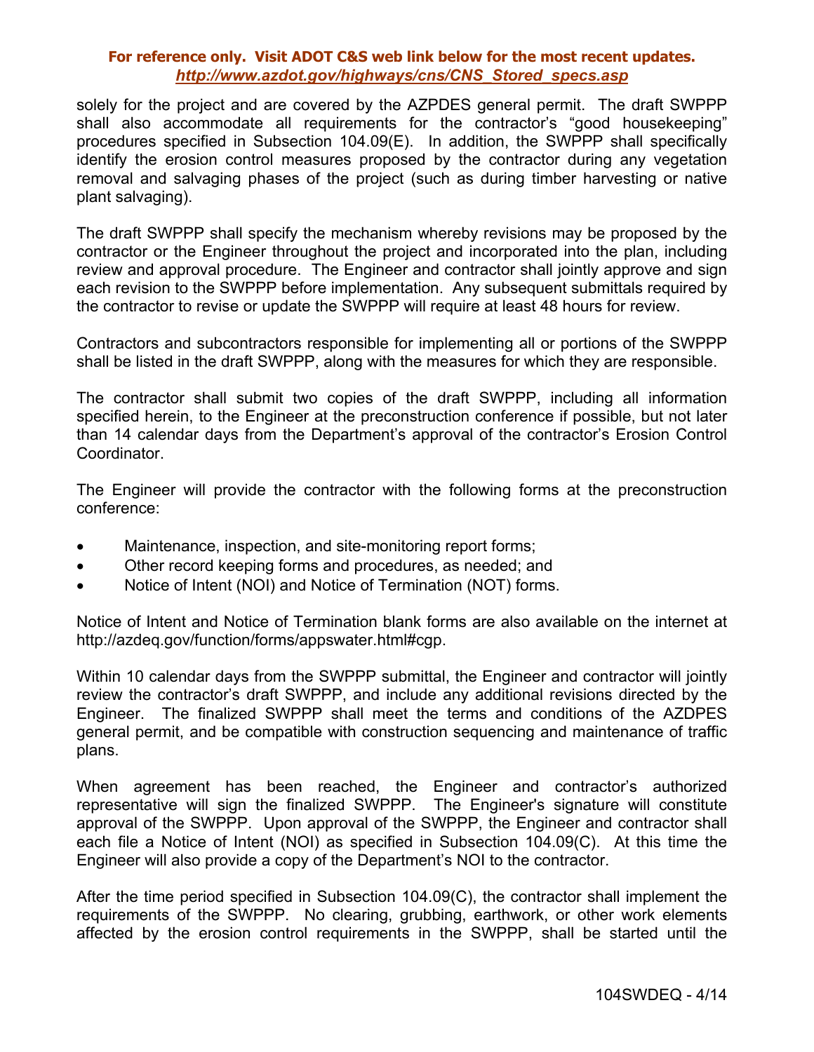solely for the project and are covered by the AZPDES general permit. The draft SWPPP shall also accommodate all requirements for the contractor's "good housekeeping" procedures specified in Subsection 104.09(E). In addition, the SWPPP shall specifically identify the erosion control measures proposed by the contractor during any vegetation removal and salvaging phases of the project (such as during timber harvesting or native plant salvaging).

The draft SWPPP shall specify the mechanism whereby revisions may be proposed by the contractor or the Engineer throughout the project and incorporated into the plan, including review and approval procedure. The Engineer and contractor shall jointly approve and sign each revision to the SWPPP before implementation. Any subsequent submittals required by the contractor to revise or update the SWPPP will require at least 48 hours for review.

Contractors and subcontractors responsible for implementing all or portions of the SWPPP shall be listed in the draft SWPPP, along with the measures for which they are responsible.

The contractor shall submit two copies of the draft SWPPP, including all information specified herein, to the Engineer at the preconstruction conference if possible, but not later than 14 calendar days from the Department's approval of the contractor's Erosion Control Coordinator.

The Engineer will provide the contractor with the following forms at the preconstruction conference:

- Maintenance, inspection, and site-monitoring report forms;
- Other record keeping forms and procedures, as needed; and
- Notice of Intent (NOI) and Notice of Termination (NOT) forms.

Notice of Intent and Notice of Termination blank forms are also available on the internet at http://azdeq.gov/function/forms/appswater.html#cgp.

Within 10 calendar days from the SWPPP submittal, the Engineer and contractor will jointly review the contractor's draft SWPPP, and include any additional revisions directed by the Engineer. The finalized SWPPP shall meet the terms and conditions of the AZDPES general permit, and be compatible with construction sequencing and maintenance of traffic plans.

When agreement has been reached, the Engineer and contractor's authorized representative will sign the finalized SWPPP. The Engineer's signature will constitute approval of the SWPPP. Upon approval of the SWPPP, the Engineer and contractor shall each file a Notice of Intent (NOI) as specified in Subsection 104.09(C). At this time the Engineer will also provide a copy of the Department's NOI to the contractor.

After the time period specified in Subsection 104.09(C), the contractor shall implement the requirements of the SWPPP. No clearing, grubbing, earthwork, or other work elements affected by the erosion control requirements in the SWPPP, shall be started until the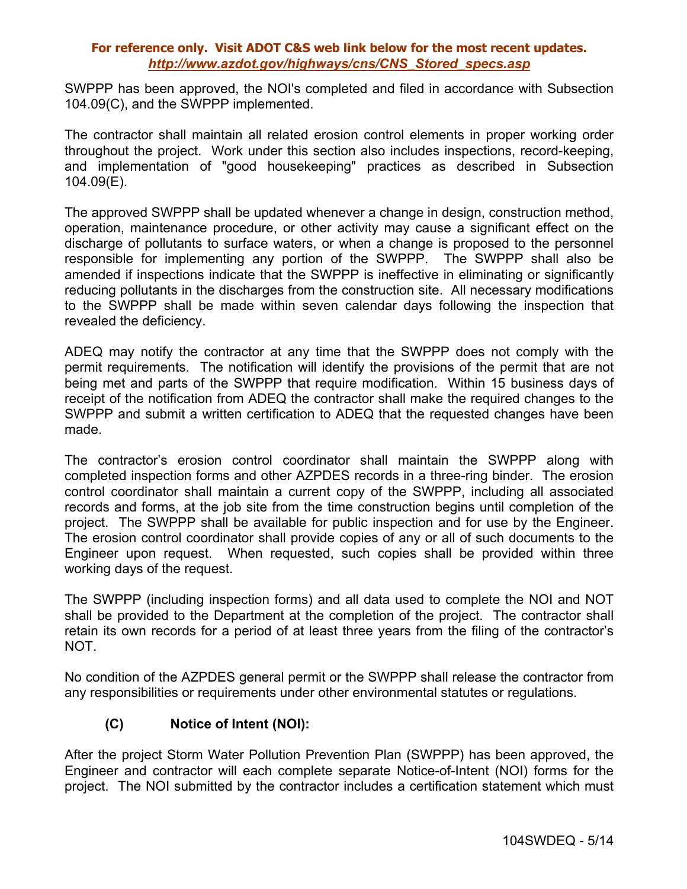SWPPP has been approved, the NOI's completed and filed in accordance with Subsection 104.09(C), and the SWPPP implemented.

The contractor shall maintain all related erosion control elements in proper working order throughout the project. Work under this section also includes inspections, record-keeping, and implementation of "good housekeeping" practices as described in Subsection 104.09(E).

The approved SWPPP shall be updated whenever a change in design, construction method, operation, maintenance procedure, or other activity may cause a significant effect on the discharge of pollutants to surface waters, or when a change is proposed to the personnel responsible for implementing any portion of the SWPPP. The SWPPP shall also be amended if inspections indicate that the SWPPP is ineffective in eliminating or significantly reducing pollutants in the discharges from the construction site. All necessary modifications to the SWPPP shall be made within seven calendar days following the inspection that revealed the deficiency.

ADEQ may notify the contractor at any time that the SWPPP does not comply with the permit requirements. The notification will identify the provisions of the permit that are not being met and parts of the SWPPP that require modification. Within 15 business days of receipt of the notification from ADEQ the contractor shall make the required changes to the SWPPP and submit a written certification to ADEQ that the requested changes have been made.

The contractor's erosion control coordinator shall maintain the SWPPP along with completed inspection forms and other AZPDES records in a three-ring binder. The erosion control coordinator shall maintain a current copy of the SWPPP, including all associated records and forms, at the job site from the time construction begins until completion of the project. The SWPPP shall be available for public inspection and for use by the Engineer. The erosion control coordinator shall provide copies of any or all of such documents to the Engineer upon request. When requested, such copies shall be provided within three working days of the request.

The SWPPP (including inspection forms) and all data used to complete the NOI and NOT shall be provided to the Department at the completion of the project. The contractor shall retain its own records for a period of at least three years from the filing of the contractor's NOT.

No condition of the AZPDES general permit or the SWPPP shall release the contractor from any responsibilities or requirements under other environmental statutes or regulations.

**(C) Notice of Intent (NOI):**

After the project Storm Water Pollution Prevention Plan (SWPPP) has been approved, the Engineer and contractor will each complete separate Notice-of-Intent (NOI) forms for the project. The NOI submitted by the contractor includes a certification statement which must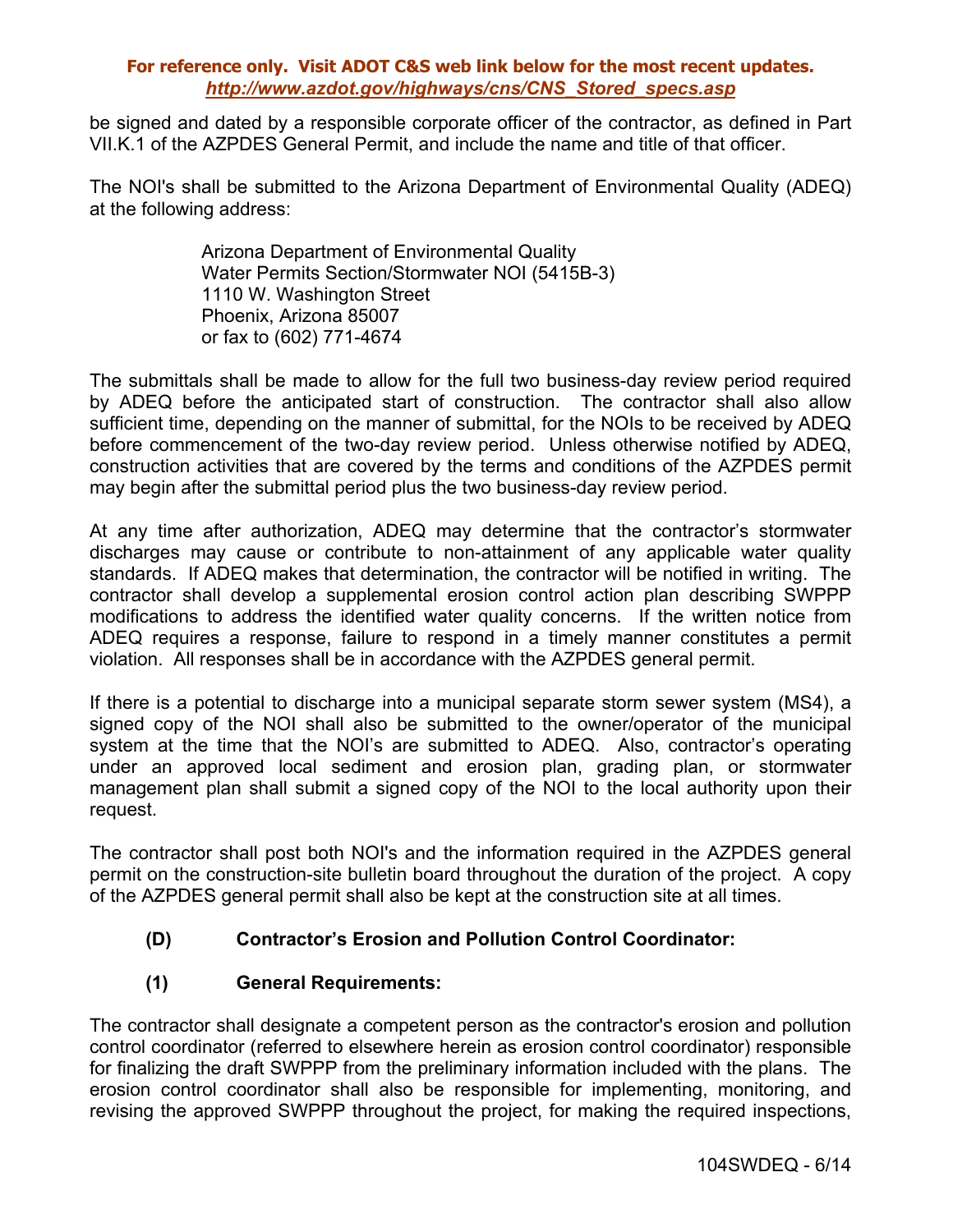be signed and dated by a responsible corporate officer of the contractor, as defined in Part VII.K.1 of the AZPDES General Permit, and include the name and title of that officer.

The NOI's shall be submitted to the Arizona Department of Environmental Quality (ADEQ) at the following address:

> Arizona Department of Environmental Quality
> Water Permits Section/Stormwater NOI (5415B-3)
> 1110 W. Washington Street
> Phoenix, Arizona 85007
> or fax to (602) 771-4674

The submittals shall be made to allow for the full two business-day review period required by ADEQ before the anticipated start of construction. The contractor shall also allow sufficient time, depending on the manner of submittal, for the NOIs to be received by ADEQ before commencement of the two-day review period. Unless otherwise notified by ADEQ, construction activities that are covered by the terms and conditions of the AZPDES permit may begin after the submittal period plus the two business-day review period.

At any time after authorization, ADEQ may determine that the contractor's stormwater discharges may cause or contribute to non-attainment of any applicable water quality standards. If ADEQ makes that determination, the contractor will be notified in writing. The contractor shall develop a supplemental erosion control action plan describing SWPPP modifications to address the identified water quality concerns. If the written notice from ADEQ requires a response, failure to respond in a timely manner constitutes a permit violation. All responses shall be in accordance with the AZPDES general permit.

If there is a potential to discharge into a municipal separate storm sewer system (MS4), a signed copy of the NOI shall also be submitted to the owner/operator of the municipal system at the time that the NOI's are submitted to ADEQ. Also, contractor's operating under an approved local sediment and erosion plan, grading plan, or stormwater management plan shall submit a signed copy of the NOI to the local authority upon their request.

The contractor shall post both NOI's and the information required in the AZPDES general permit on the construction-site bulletin board throughout the duration of the project. A copy of the AZPDES general permit shall also be kept at the construction site at all times.

**(D) Contractor's Erosion and Pollution Control Coordinator:**

**(1) General Requirements:**

The contractor shall designate a competent person as the contractor's erosion and pollution control coordinator (referred to elsewhere herein as erosion control coordinator) responsible for finalizing the draft SWPPP from the preliminary information included with the plans. The erosion control coordinator shall also be responsible for implementing, monitoring, and revising the approved SWPPP throughout the project, for making the required inspections,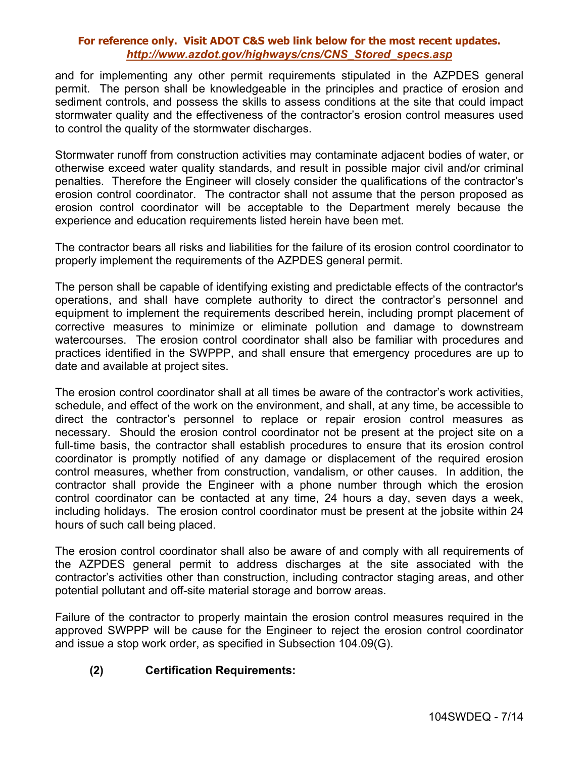and for implementing any other permit requirements stipulated in the AZPDES general permit. The person shall be knowledgeable in the principles and practice of erosion and sediment controls, and possess the skills to assess conditions at the site that could impact stormwater quality and the effectiveness of the contractor's erosion control measures used to control the quality of the stormwater discharges.

Stormwater runoff from construction activities may contaminate adjacent bodies of water, or otherwise exceed water quality standards, and result in possible major civil and/or criminal penalties. Therefore the Engineer will closely consider the qualifications of the contractor's erosion control coordinator. The contractor shall not assume that the person proposed as erosion control coordinator will be acceptable to the Department merely because the experience and education requirements listed herein have been met.

The contractor bears all risks and liabilities for the failure of its erosion control coordinator to properly implement the requirements of the AZPDES general permit.

The person shall be capable of identifying existing and predictable effects of the contractor's operations, and shall have complete authority to direct the contractor's personnel and equipment to implement the requirements described herein, including prompt placement of corrective measures to minimize or eliminate pollution and damage to downstream watercourses. The erosion control coordinator shall also be familiar with procedures and practices identified in the SWPPP, and shall ensure that emergency procedures are up to date and available at project sites.

The erosion control coordinator shall at all times be aware of the contractor's work activities, schedule, and effect of the work on the environment, and shall, at any time, be accessible to direct the contractor's personnel to replace or repair erosion control measures as necessary. Should the erosion control coordinator not be present at the project site on a full-time basis, the contractor shall establish procedures to ensure that its erosion control coordinator is promptly notified of any damage or displacement of the required erosion control measures, whether from construction, vandalism, or other causes. In addition, the contractor shall provide the Engineer with a phone number through which the erosion control coordinator can be contacted at any time, 24 hours a day, seven days a week, including holidays. The erosion control coordinator must be present at the jobsite within 24 hours of such call being placed.

The erosion control coordinator shall also be aware of and comply with all requirements of the AZPDES general permit to address discharges at the site associated with the contractor's activities other than construction, including contractor staging areas, and other potential pollutant and off-site material storage and borrow areas.

Failure of the contractor to properly maintain the erosion control measures required in the approved SWPPP will be cause for the Engineer to reject the erosion control coordinator and issue a stop work order, as specified in Subsection 104.09(G).

**(2) Certification Requirements:**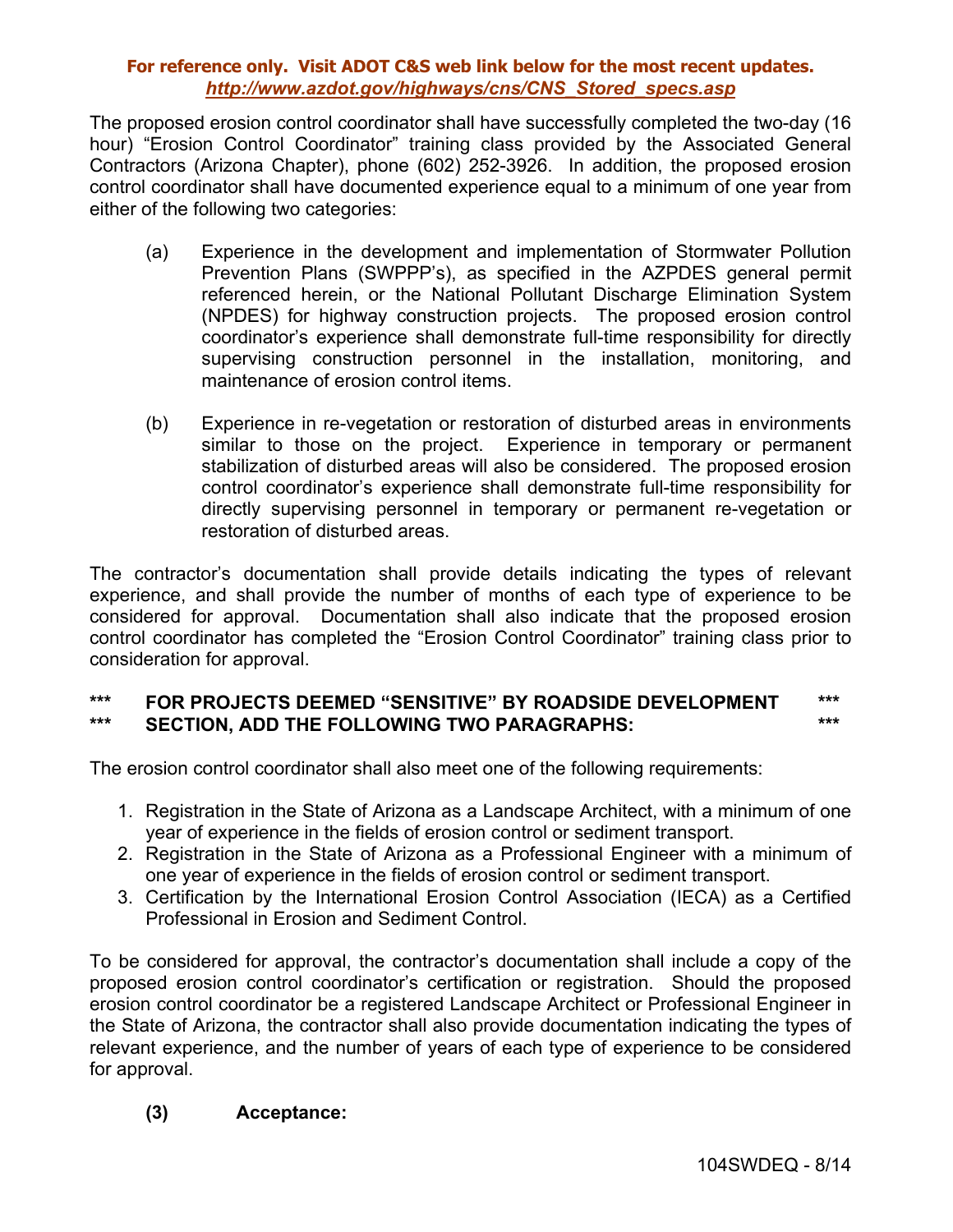**For reference only. Visit ADOT C&S web link below for the most recent updates.**
***http://www.azdot.gov/highways/cns/CNS_Stored_specs.asp***

The proposed erosion control coordinator shall have successfully completed the two-day (16 hour) "Erosion Control Coordinator" training class provided by the Associated General Contractors (Arizona Chapter), phone (602) 252-3926. In addition, the proposed erosion control coordinator shall have documented experience equal to a minimum of one year from either of the following two categories:

(a) Experience in the development and implementation of Stormwater Pollution Prevention Plans (SWPPP's), as specified in the AZPDES general permit referenced herein, or the National Pollutant Discharge Elimination System (NPDES) for highway construction projects. The proposed erosion control coordinator's experience shall demonstrate full-time responsibility for directly supervising construction personnel in the installation, monitoring, and maintenance of erosion control items.

(b) Experience in re-vegetation or restoration of disturbed areas in environments similar to those on the project. Experience in temporary or permanent stabilization of disturbed areas will also be considered. The proposed erosion control coordinator's experience shall demonstrate full-time responsibility for directly supervising personnel in temporary or permanent re-vegetation or restoration of disturbed areas.

The contractor's documentation shall provide details indicating the types of relevant experience, and shall provide the number of months of each type of experience to be considered for approval. Documentation shall also indicate that the proposed erosion control coordinator has completed the "Erosion Control Coordinator" training class prior to consideration for approval.

**\*\*\* FOR PROJECTS DEEMED "SENSITIVE" BY ROADSIDE DEVELOPMENT \*\*\***
**\*\*\* SECTION, ADD THE FOLLOWING TWO PARAGRAPHS: \*\*\***

The erosion control coordinator shall also meet one of the following requirements:

1. Registration in the State of Arizona as a Landscape Architect, with a minimum of one year of experience in the fields of erosion control or sediment transport.
2. Registration in the State of Arizona as a Professional Engineer with a minimum of one year of experience in the fields of erosion control or sediment transport.
3. Certification by the International Erosion Control Association (IECA) as a Certified Professional in Erosion and Sediment Control.

To be considered for approval, the contractor's documentation shall include a copy of the proposed erosion control coordinator's certification or registration. Should the proposed erosion control coordinator be a registered Landscape Architect or Professional Engineer in the State of Arizona, the contractor shall also provide documentation indicating the types of relevant experience, and the number of years of each type of experience to be considered for approval.

**(3) Acceptance:**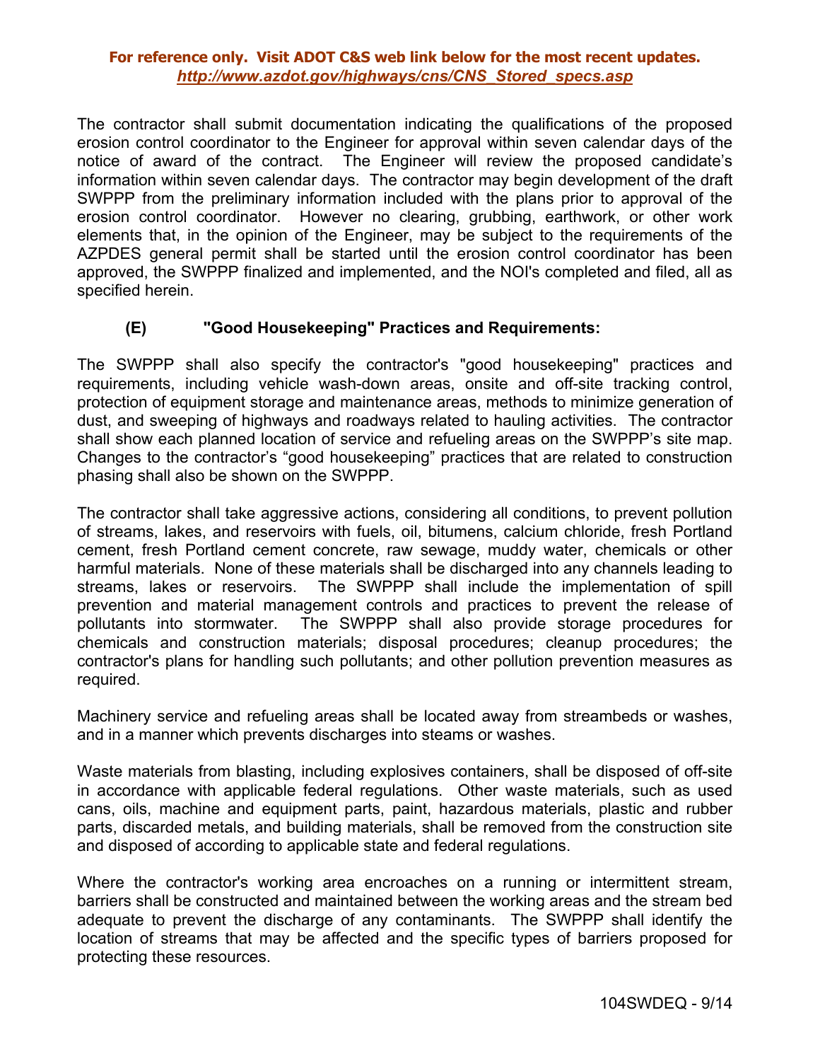The contractor shall submit documentation indicating the qualifications of the proposed erosion control coordinator to the Engineer for approval within seven calendar days of the notice of award of the contract. The Engineer will review the proposed candidate's information within seven calendar days. The contractor may begin development of the draft SWPPP from the preliminary information included with the plans prior to approval of the erosion control coordinator. However no clearing, grubbing, earthwork, or other work elements that, in the opinion of the Engineer, may be subject to the requirements of the AZPDES general permit shall be started until the erosion control coordinator has been approved, the SWPPP finalized and implemented, and the NOI's completed and filed, all as specified herein.

### (E) "Good Housekeeping" Practices and Requirements:

The SWPPP shall also specify the contractor's "good housekeeping" practices and requirements, including vehicle wash-down areas, onsite and off-site tracking control, protection of equipment storage and maintenance areas, methods to minimize generation of dust, and sweeping of highways and roadways related to hauling activities. The contractor shall show each planned location of service and refueling areas on the SWPPP's site map. Changes to the contractor's "good housekeeping" practices that are related to construction phasing shall also be shown on the SWPPP.

The contractor shall take aggressive actions, considering all conditions, to prevent pollution of streams, lakes, and reservoirs with fuels, oil, bitumens, calcium chloride, fresh Portland cement, fresh Portland cement concrete, raw sewage, muddy water, chemicals or other harmful materials. None of these materials shall be discharged into any channels leading to streams, lakes or reservoirs. The SWPPP shall include the implementation of spill prevention and material management controls and practices to prevent the release of pollutants into stormwater. The SWPPP shall also provide storage procedures for chemicals and construction materials; disposal procedures; cleanup procedures; the contractor's plans for handling such pollutants; and other pollution prevention measures as required.

Machinery service and refueling areas shall be located away from streambeds or washes, and in a manner which prevents discharges into steams or washes.

Waste materials from blasting, including explosives containers, shall be disposed of off-site in accordance with applicable federal regulations. Other waste materials, such as used cans, oils, machine and equipment parts, paint, hazardous materials, plastic and rubber parts, discarded metals, and building materials, shall be removed from the construction site and disposed of according to applicable state and federal regulations.

Where the contractor's working area encroaches on a running or intermittent stream, barriers shall be constructed and maintained between the working areas and the stream bed adequate to prevent the discharge of any contaminants. The SWPPP shall identify the location of streams that may be affected and the specific types of barriers proposed for protecting these resources.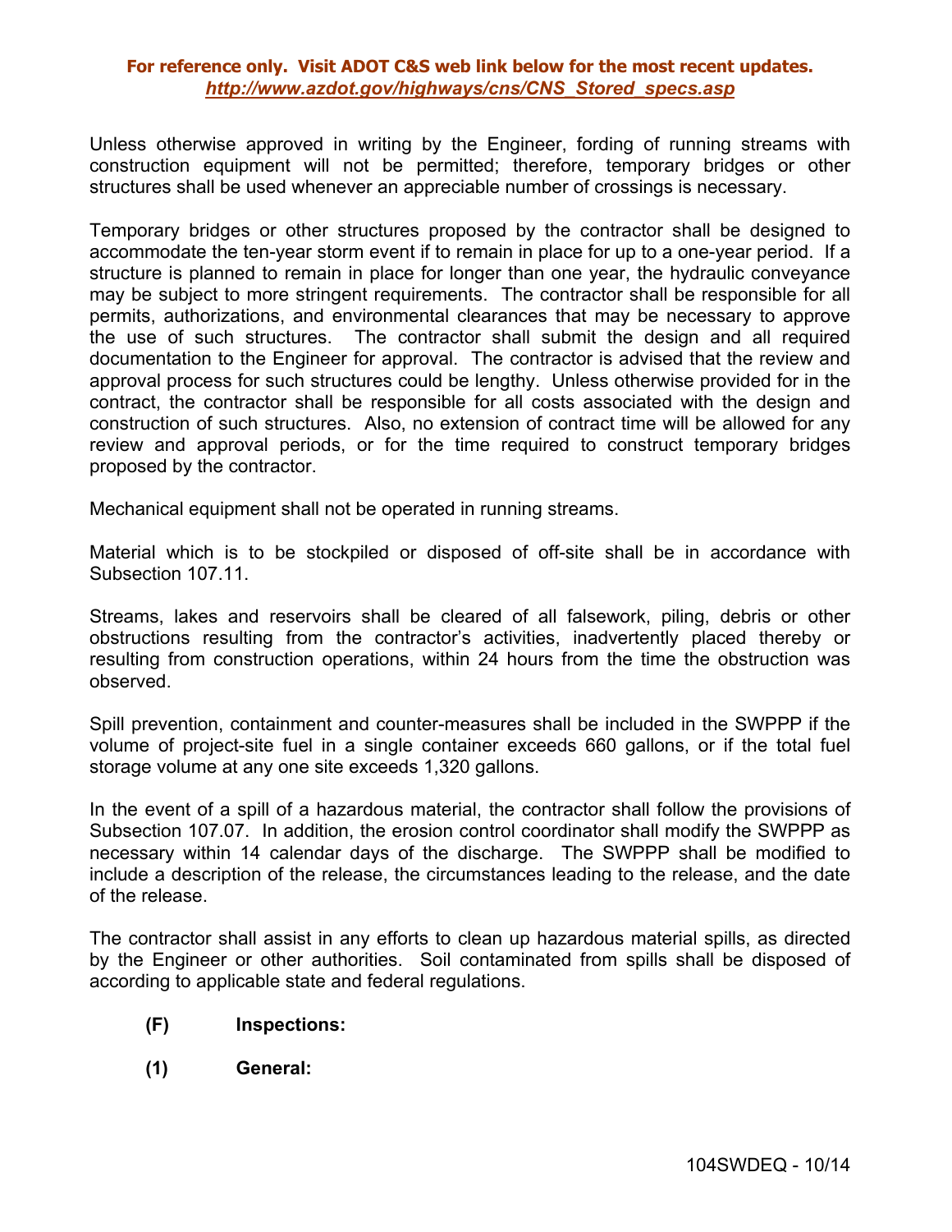Unless otherwise approved in writing by the Engineer, fording of running streams with construction equipment will not be permitted; therefore, temporary bridges or other structures shall be used whenever an appreciable number of crossings is necessary.

Temporary bridges or other structures proposed by the contractor shall be designed to accommodate the ten-year storm event if to remain in place for up to a one-year period. If a structure is planned to remain in place for longer than one year, the hydraulic conveyance may be subject to more stringent requirements. The contractor shall be responsible for all permits, authorizations, and environmental clearances that may be necessary to approve the use of such structures. The contractor shall submit the design and all required documentation to the Engineer for approval. The contractor is advised that the review and approval process for such structures could be lengthy. Unless otherwise provided for in the contract, the contractor shall be responsible for all costs associated with the design and construction of such structures. Also, no extension of contract time will be allowed for any review and approval periods, or for the time required to construct temporary bridges proposed by the contractor.

Mechanical equipment shall not be operated in running streams.

Material which is to be stockpiled or disposed of off-site shall be in accordance with Subsection 107.11.

Streams, lakes and reservoirs shall be cleared of all falsework, piling, debris or other obstructions resulting from the contractor's activities, inadvertently placed thereby or resulting from construction operations, within 24 hours from the time the obstruction was observed.

Spill prevention, containment and counter-measures shall be included in the SWPPP if the volume of project-site fuel in a single container exceeds 660 gallons, or if the total fuel storage volume at any one site exceeds 1,320 gallons.

In the event of a spill of a hazardous material, the contractor shall follow the provisions of Subsection 107.07. In addition, the erosion control coordinator shall modify the SWPPP as necessary within 14 calendar days of the discharge. The SWPPP shall be modified to include a description of the release, the circumstances leading to the release, and the date of the release.

The contractor shall assist in any efforts to clean up hazardous material spills, as directed by the Engineer or other authorities. Soil contaminated from spills shall be disposed of according to applicable state and federal regulations.

**(F) Inspections:**

**(1) General:**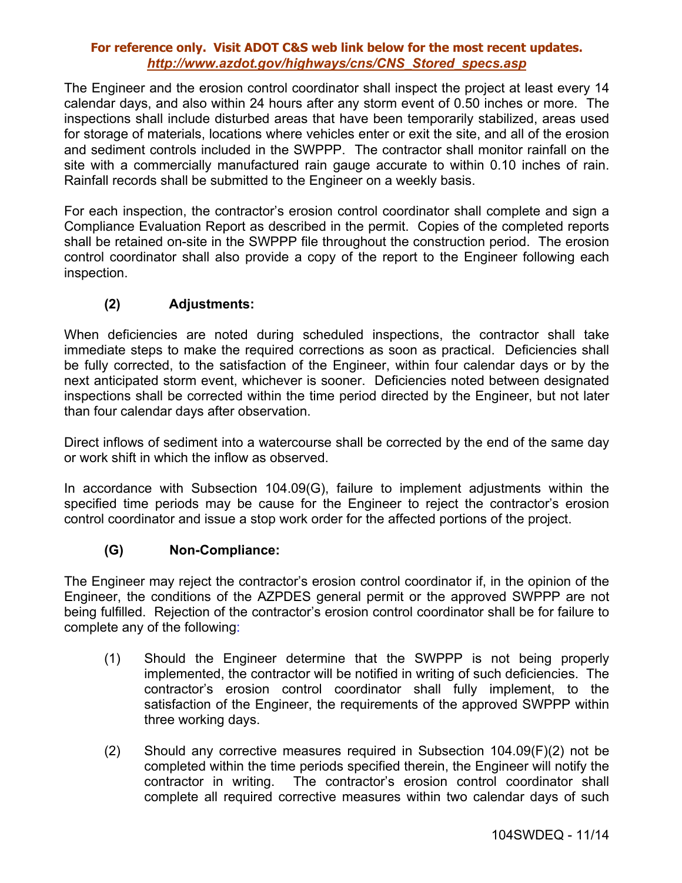The Engineer and the erosion control coordinator shall inspect the project at least every 14 calendar days, and also within 24 hours after any storm event of 0.50 inches or more. The inspections shall include disturbed areas that have been temporarily stabilized, areas used for storage of materials, locations where vehicles enter or exit the site, and all of the erosion and sediment controls included in the SWPPP. The contractor shall monitor rainfall on the site with a commercially manufactured rain gauge accurate to within 0.10 inches of rain. Rainfall records shall be submitted to the Engineer on a weekly basis.

For each inspection, the contractor's erosion control coordinator shall complete and sign a Compliance Evaluation Report as described in the permit. Copies of the completed reports shall be retained on-site in the SWPPP file throughout the construction period. The erosion control coordinator shall also provide a copy of the report to the Engineer following each inspection.

**(2) Adjustments:**

When deficiencies are noted during scheduled inspections, the contractor shall take immediate steps to make the required corrections as soon as practical. Deficiencies shall be fully corrected, to the satisfaction of the Engineer, within four calendar days or by the next anticipated storm event, whichever is sooner. Deficiencies noted between designated inspections shall be corrected within the time period directed by the Engineer, but not later than four calendar days after observation.

Direct inflows of sediment into a watercourse shall be corrected by the end of the same day or work shift in which the inflow as observed.

In accordance with Subsection 104.09(G), failure to implement adjustments within the specified time periods may be cause for the Engineer to reject the contractor's erosion control coordinator and issue a stop work order for the affected portions of the project.

**(G) Non-Compliance:**

The Engineer may reject the contractor's erosion control coordinator if, in the opinion of the Engineer, the conditions of the AZPDES general permit or the approved SWPPP are not being fulfilled. Rejection of the contractor's erosion control coordinator shall be for failure to complete any of the following:

(1) Should the Engineer determine that the SWPPP is not being properly implemented, the contractor will be notified in writing of such deficiencies. The contractor's erosion control coordinator shall fully implement, to the satisfaction of the Engineer, the requirements of the approved SWPPP within three working days.

(2) Should any corrective measures required in Subsection 104.09(F)(2) not be completed within the time periods specified therein, the Engineer will notify the contractor in writing. The contractor's erosion control coordinator shall complete all required corrective measures within two calendar days of such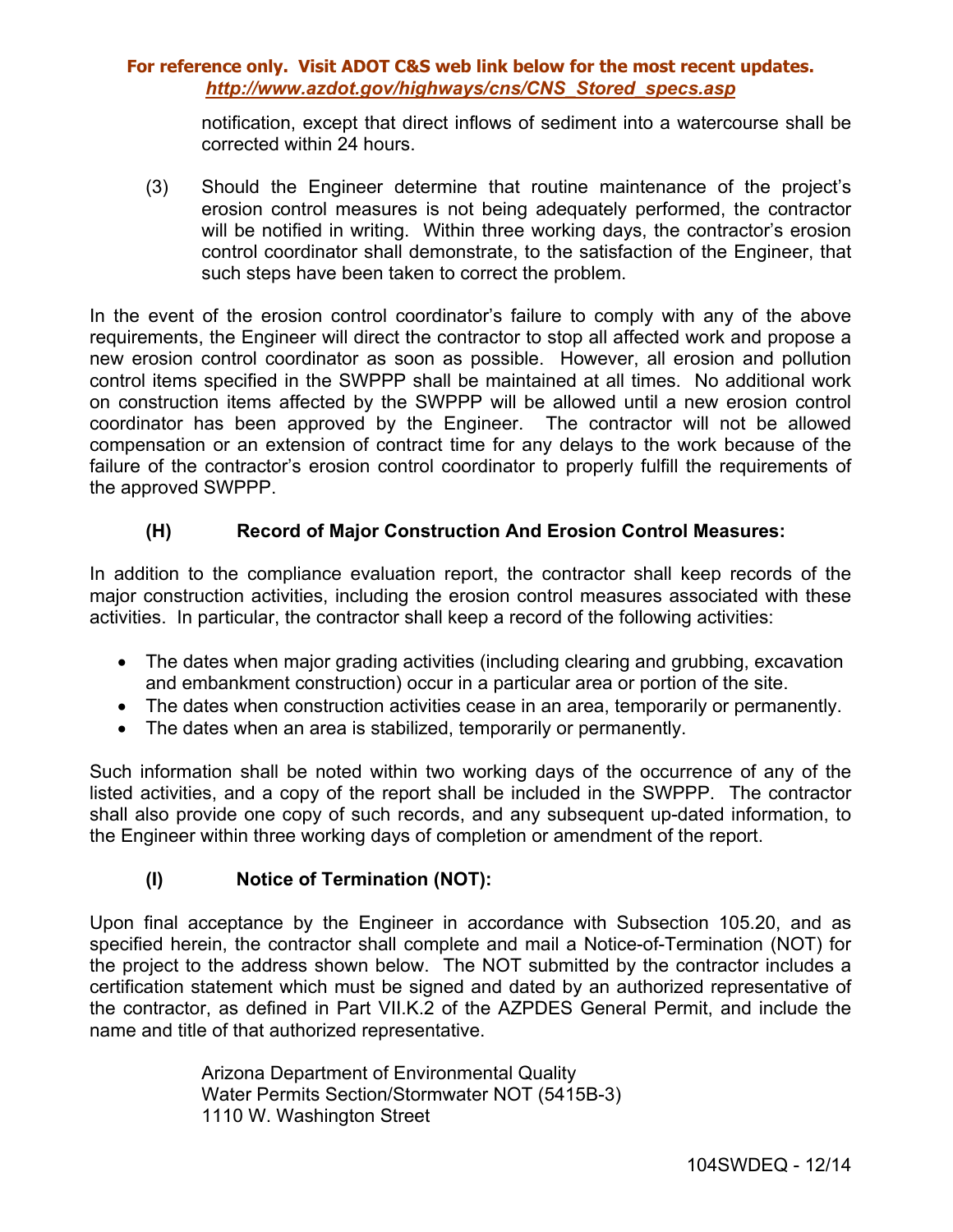notification, except that direct inflows of sediment into a watercourse shall be corrected within 24 hours.

(3) Should the Engineer determine that routine maintenance of the project's erosion control measures is not being adequately performed, the contractor will be notified in writing. Within three working days, the contractor's erosion control coordinator shall demonstrate, to the satisfaction of the Engineer, that such steps have been taken to correct the problem.

In the event of the erosion control coordinator's failure to comply with any of the above requirements, the Engineer will direct the contractor to stop all affected work and propose a new erosion control coordinator as soon as possible. However, all erosion and pollution control items specified in the SWPPP shall be maintained at all times. No additional work on construction items affected by the SWPPP will be allowed until a new erosion control coordinator has been approved by the Engineer. The contractor will not be allowed compensation or an extension of contract time for any delays to the work because of the failure of the contractor's erosion control coordinator to properly fulfill the requirements of the approved SWPPP.

**(H) Record of Major Construction And Erosion Control Measures:**

In addition to the compliance evaluation report, the contractor shall keep records of the major construction activities, including the erosion control measures associated with these activities. In particular, the contractor shall keep a record of the following activities:

- The dates when major grading activities (including clearing and grubbing, excavation and embankment construction) occur in a particular area or portion of the site.
- The dates when construction activities cease in an area, temporarily or permanently.
- The dates when an area is stabilized, temporarily or permanently.

Such information shall be noted within two working days of the occurrence of any of the listed activities, and a copy of the report shall be included in the SWPPP. The contractor shall also provide one copy of such records, and any subsequent up-dated information, to the Engineer within three working days of completion or amendment of the report.

**(I) Notice of Termination (NOT):**

Upon final acceptance by the Engineer in accordance with Subsection 105.20, and as specified herein, the contractor shall complete and mail a Notice-of-Termination (NOT) for the project to the address shown below. The NOT submitted by the contractor includes a certification statement which must be signed and dated by an authorized representative of the contractor, as defined in Part VII.K.2 of the AZPDES General Permit, and include the name and title of that authorized representative.

Arizona Department of Environmental Quality
Water Permits Section/Stormwater NOT (5415B-3)
1110 W. Washington Street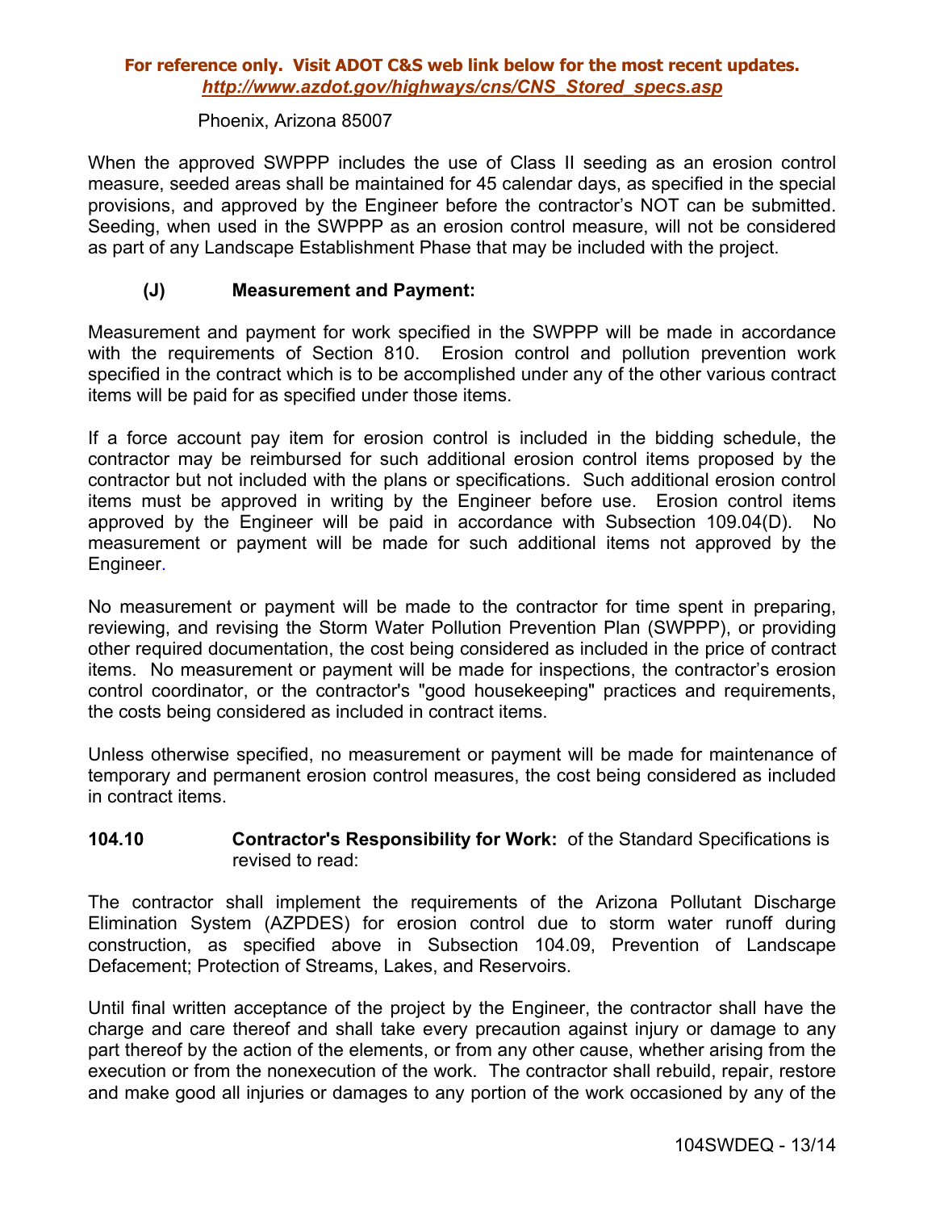Phoenix, Arizona 85007

When the approved SWPPP includes the use of Class II seeding as an erosion control measure, seeded areas shall be maintained for 45 calendar days, as specified in the special provisions, and approved by the Engineer before the contractor's NOT can be submitted. Seeding, when used in the SWPPP as an erosion control measure, will not be considered as part of any Landscape Establishment Phase that may be included with the project.

**(J) Measurement and Payment:**

Measurement and payment for work specified in the SWPPP will be made in accordance with the requirements of Section 810. Erosion control and pollution prevention work specified in the contract which is to be accomplished under any of the other various contract items will be paid for as specified under those items.

If a force account pay item for erosion control is included in the bidding schedule, the contractor may be reimbursed for such additional erosion control items proposed by the contractor but not included with the plans or specifications. Such additional erosion control items must be approved in writing by the Engineer before use. Erosion control items approved by the Engineer will be paid in accordance with Subsection 109.04(D). No measurement or payment will be made for such additional items not approved by the Engineer.

No measurement or payment will be made to the contractor for time spent in preparing, reviewing, and revising the Storm Water Pollution Prevention Plan (SWPPP), or providing other required documentation, the cost being considered as included in the price of contract items. No measurement or payment will be made for inspections, the contractor's erosion control coordinator, or the contractor's "good housekeeping" practices and requirements, the costs being considered as included in contract items.

Unless otherwise specified, no measurement or payment will be made for maintenance of temporary and permanent erosion control measures, the cost being considered as included in contract items.

**104.10 Contractor's Responsibility for Work:** of the Standard Specifications is revised to read:

The contractor shall implement the requirements of the Arizona Pollutant Discharge Elimination System (AZPDES) for erosion control due to storm water runoff during construction, as specified above in Subsection 104.09, Prevention of Landscape Defacement; Protection of Streams, Lakes, and Reservoirs.

Until final written acceptance of the project by the Engineer, the contractor shall have the charge and care thereof and shall take every precaution against injury or damage to any part thereof by the action of the elements, or from any other cause, whether arising from the execution or from the nonexecution of the work. The contractor shall rebuild, repair, restore and make good all injuries or damages to any portion of the work occasioned by any of the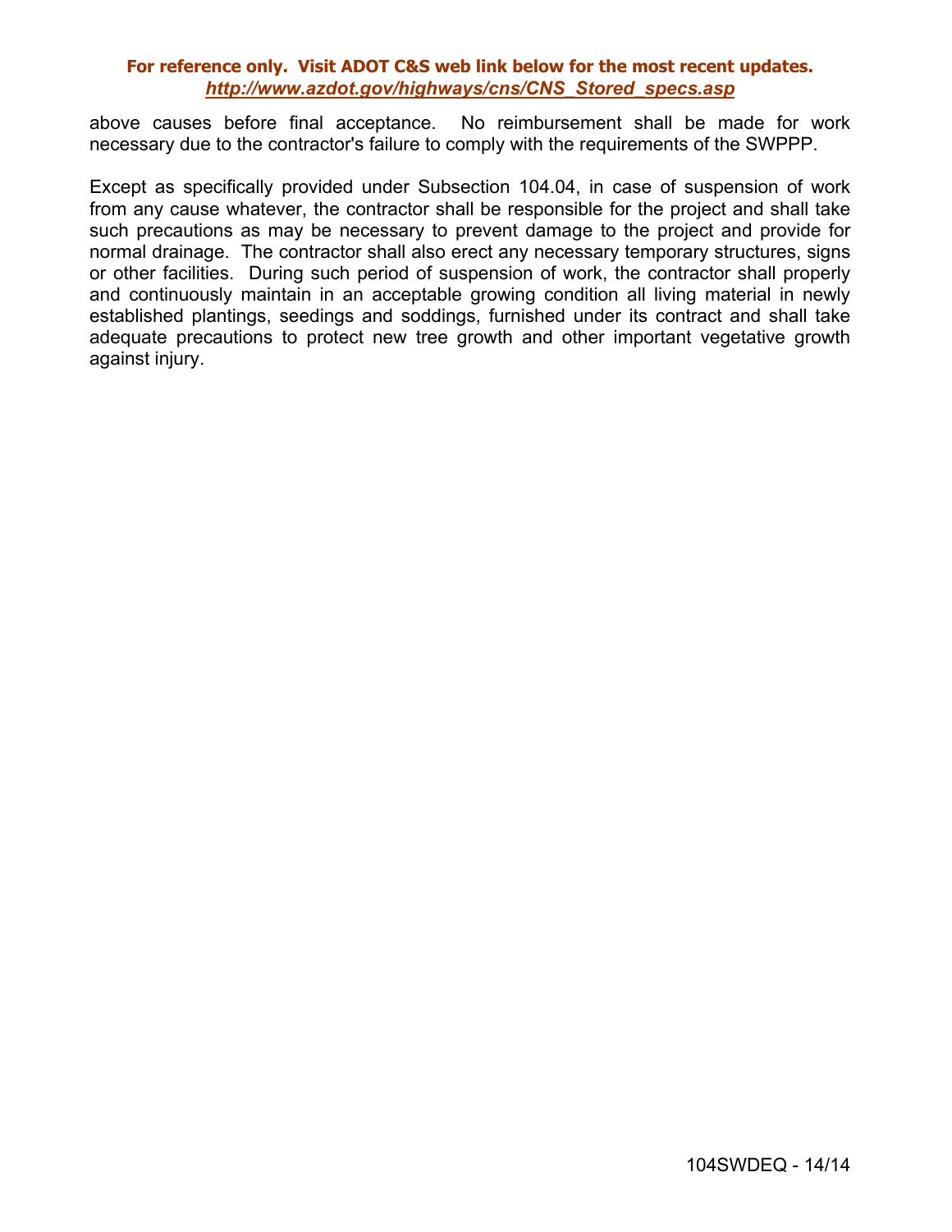above causes before final acceptance. No reimbursement shall be made for work necessary due to the contractor's failure to comply with the requirements of the SWPPP.

Except as specifically provided under Subsection 104.04, in case of suspension of work from any cause whatever, the contractor shall be responsible for the project and shall take such precautions as may be necessary to prevent damage to the project and provide for normal drainage. The contractor shall also erect any necessary temporary structures, signs or other facilities. During such period of suspension of work, the contractor shall properly and continuously maintain in an acceptable growing condition all living material in newly established plantings, seedings and soddings, furnished under its contract and shall take adequate precautions to protect new tree growth and other important vegetative growth against injury.